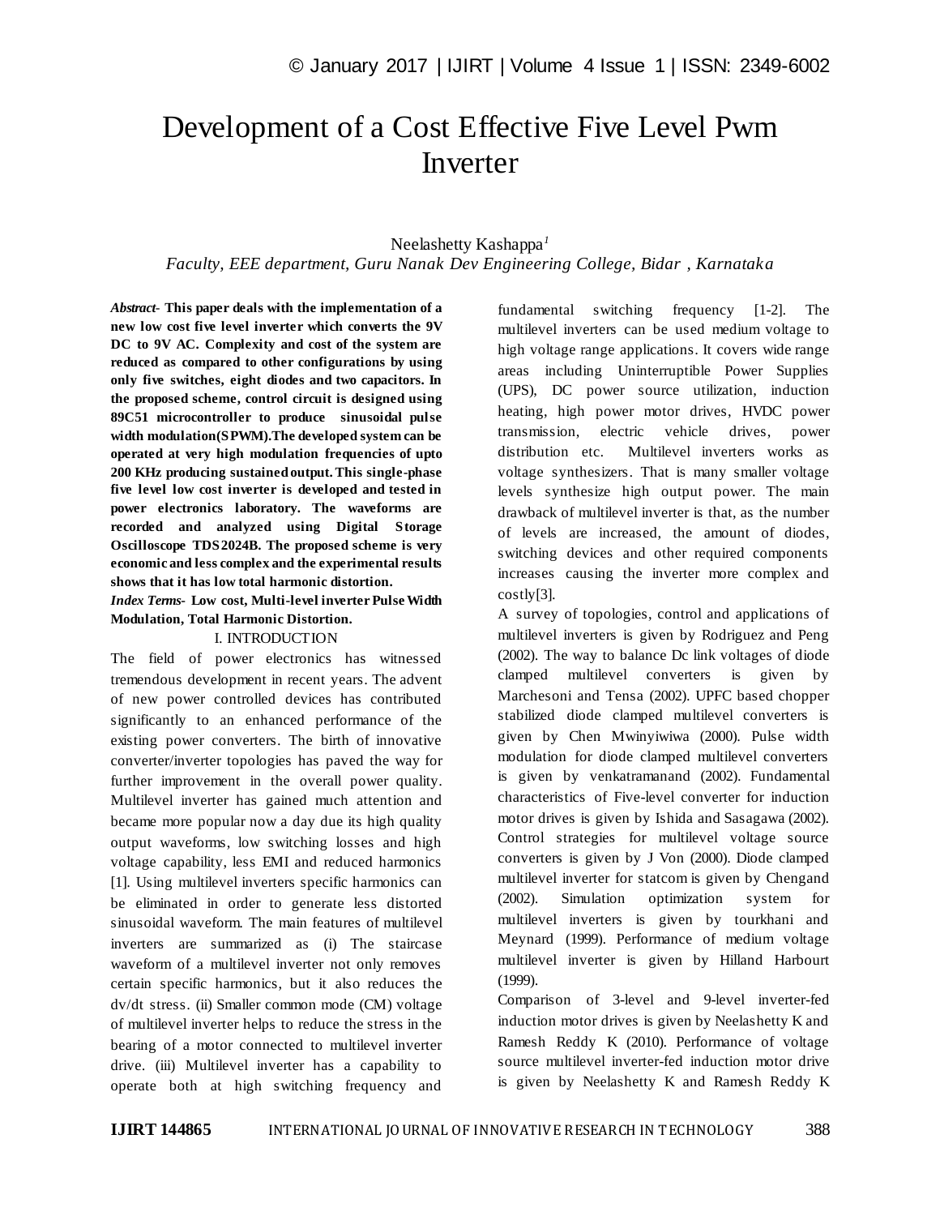# Development of a Cost Effective Five Level Pwm Inverter

Neelashetty Kashappa[1]

*Faculty, EEE department, Guru Nanak Dev Engineering College, Bidar , Karnataka*

***Abstract-*** **This paper deals with the implementation of a new low cost five level inverter which converts the 9V DC to 9V AC. Complexity and cost of the system are reduced as compared to other configurations by using only five switches, eight diodes and two capacitors. In the proposed scheme, control circuit is designed using 89C51 microcontroller to produce sinusoidal pulse width modulation(SPWM).The developed system can be operated at very high modulation frequencies of upto 200 KHz producing sustained output. This single-phase five level low cost inverter is developed and tested in power electronics laboratory. The waveforms are recorded and analyzed using Digital Storage Oscilloscope TDS2024B. The proposed scheme is very economic and less complex and the experimental results shows that it has low total harmonic distortion.**

***Index Terms-*** **Low cost, Multi-level inverter Pulse Width Modulation, Total Harmonic Distortion.**

## I. INTRODUCTION

The field of power electronics has witnessed tremendous development in recent years. The advent of new power controlled devices has contributed significantly to an enhanced performance of the existing power converters. The birth of innovative converter/inverter topologies has paved the way for further improvement in the overall power quality. Multilevel inverter has gained much attention and became more popular now a day due its high quality output waveforms, low switching losses and high voltage capability, less EMI and reduced harmonics [1]. Using multilevel inverters specific harmonics can be eliminated in order to generate less distorted sinusoidal waveform. The main features of multilevel inverters are summarized as (i) The staircase waveform of a multilevel inverter not only removes certain specific harmonics, but it also reduces the dv/dt stress. (ii) Smaller common mode (CM) voltage of multilevel inverter helps to reduce the stress in the bearing of a motor connected to multilevel inverter drive. (iii) Multilevel inverter has a capability to operate both at high switching frequency and fundamental switching frequency [1-2]. The multilevel inverters can be used medium voltage to high voltage range applications. It covers wide range areas including Uninterruptible Power Supplies (UPS), DC power source utilization, induction heating, high power motor drives, HVDC power transmission, electric vehicle drives, power distribution etc. Multilevel inverters works as voltage synthesizers. That is many smaller voltage levels synthesize high output power. The main drawback of multilevel inverter is that, as the number of levels are increased, the amount of diodes, switching devices and other required components increases causing the inverter more complex and costly[3].

A survey of topologies, control and applications of multilevel inverters is given by Rodriguez and Peng (2002). The way to balance Dc link voltages of diode clamped multilevel converters is given by Marchesoni and Tensa (2002). UPFC based chopper stabilized diode clamped multilevel converters is given by Chen Mwinyiwiwa (2000). Pulse width modulation for diode clamped multilevel converters is given by venkatramanand (2002). Fundamental characteristics of Five-level converter for induction motor drives is given by Ishida and Sasagawa (2002). Control strategies for multilevel voltage source converters is given by J Von (2000). Diode clamped multilevel inverter for statcom is given by Chengand (2002). Simulation optimization system for multilevel inverters is given by tourkhani and Meynard (1999). Performance of medium voltage multilevel inverter is given by Hilland Harbourt (1999).

Comparison of 3-level and 9-level inverter-fed induction motor drives is given by Neelashetty K and Ramesh Reddy K (2010). Performance of voltage source multilevel inverter-fed induction motor drive is given by Neelashetty K and Ramesh Reddy K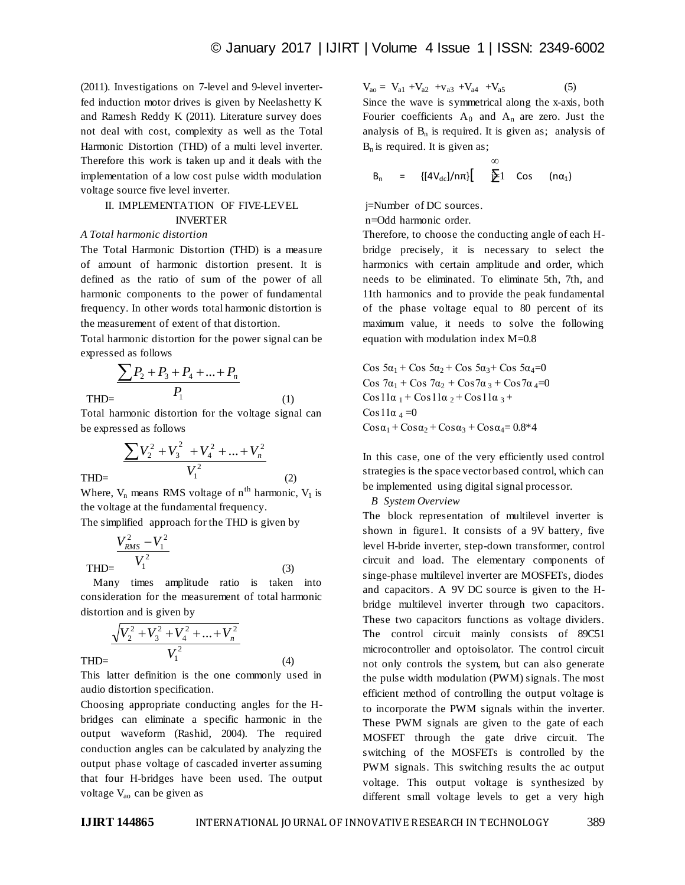(2011). Investigations on 7-level and 9-level inverter-fed induction motor drives is given by Neelashetty K and Ramesh Reddy K (2011). Literature survey does not deal with cost, complexity as well as the Total Harmonic Distortion (THD) of a multi level inverter. Therefore this work is taken up and it deals with the implementation of a low cost pulse width modulation voltage source five level inverter.

## II. IMPLEMENTATION OF FIVE-LEVEL INVERTER

### *A Total harmonic distortion*

The Total Harmonic Distortion (THD) is a measure of amount of harmonic distortion present. It is defined as the ratio of sum of the power of all harmonic components to the power of fundamental frequency. In other words total harmonic distortion is the measurement of extent of that distortion.

Total harmonic distortion for the power signal can be expressed as follows

$$\text{THD} = \frac{\sum P_2 + P_3 + P_4 + \ldots + P_n}{P_1} \qquad (1)$$

Total harmonic distortion for the voltage signal can be expressed as follows

$$\text{THD} = \frac{\sum V_2^2 + V_3^2 + V_4^2 + \ldots + V_n^2}{V_1^2} \qquad (2)$$

Where, $V_n$ means RMS voltage of $n^{th}$ harmonic, $V_1$ is the voltage at the fundamental frequency.

The simplified approach for the THD is given by

$$\text{THD} = \frac{V_{RMS}^2 - V_1^2}{V_1^2} \qquad (3)$$

Many times amplitude ratio is taken into consideration for the measurement of total harmonic distortion and is given by

$$\text{THD} = \frac{\sqrt{V_2^2 + V_3^2 + V_4^2 + \ldots + V_n^2}}{V_1^2} \qquad (4)$$

This latter definition is the one commonly used in audio distortion specification.

Choosing appropriate conducting angles for the H-bridges can eliminate a specific harmonic in the output waveform (Rashid, 2004). The required conduction angles can be calculated by analyzing the output phase voltage of cascaded inverter assuming that four H-bridges have been used. The output voltage $V_{ao}$ can be given as

$$V_{ao} = V_{a1} + V_{a2} + v_{a3} + V_{a4} + V_{a5} \qquad (5)$$

Since the wave is symmetrical along the x-axis, both Fourier coefficients $A_0$ and $A_n$ are zero. Just the analysis of $B_n$ is required. It is given as; analysis of $B_n$ is required. It is given as;

$$B_n = \{[4V_{dc}]/n\pi\}\left[\sum_{j=1}^{\infty} \text{Cos} \quad (n\alpha_1)\right.$$

j=Number of DC sources.

n=Odd harmonic order.

Therefore, to choose the conducting angle of each H-bridge precisely, it is necessary to select the harmonics with certain amplitude and order, which needs to be eliminated. To eliminate 5th, 7th, and 11th harmonics and to provide the peak fundamental of the phase voltage equal to 80 percent of its maximum value, it needs to solve the following equation with modulation index M=0.8

$$\text{Cos } 5\alpha_1 + \text{Cos } 5\alpha_2 + \text{Cos } 5\alpha_3 + \text{Cos } 5\alpha_4 = 0$$
$$\text{Cos } 7\alpha_1 + \text{Cos } 7\alpha_2 + \text{Cos} 7\alpha_3 + \text{Cos} 7\alpha_4 = 0$$
$$\text{Cos} 11\alpha_1 + \text{Cos} 11\alpha_2 + \text{Cos} 11\alpha_3 + \text{Cos} 11\alpha_4 = 0$$
$$\text{Cos}\alpha_1 + \text{Cos}\alpha_2 + \text{Cos}\alpha_3 + \text{Cos}\alpha_4 = 0.8*4$$

In this case, one of the very efficiently used control strategies is the space vector based control, which can be implemented using digital signal processor.

### *B System Overview*

The block representation of multilevel inverter is shown in figure1. It consists of a 9V battery, five level H-bride inverter, step-down transformer, control circuit and load. The elementary components of singe-phase multilevel inverter are MOSFETs, diodes and capacitors. A 9V DC source is given to the H-bridge multilevel inverter through two capacitors. These two capacitors functions as voltage dividers. The control circuit mainly consists of 89C51 microcontroller and optoisolator. The control circuit not only controls the system, but can also generate the pulse width modulation (PWM) signals. The most efficient method of controlling the output voltage is to incorporate the PWM signals within the inverter. These PWM signals are given to the gate of each MOSFET through the gate drive circuit. The switching of the MOSFETs is controlled by the PWM signals. This switching results the ac output voltage. This output voltage is synthesized by different small voltage levels to get a very high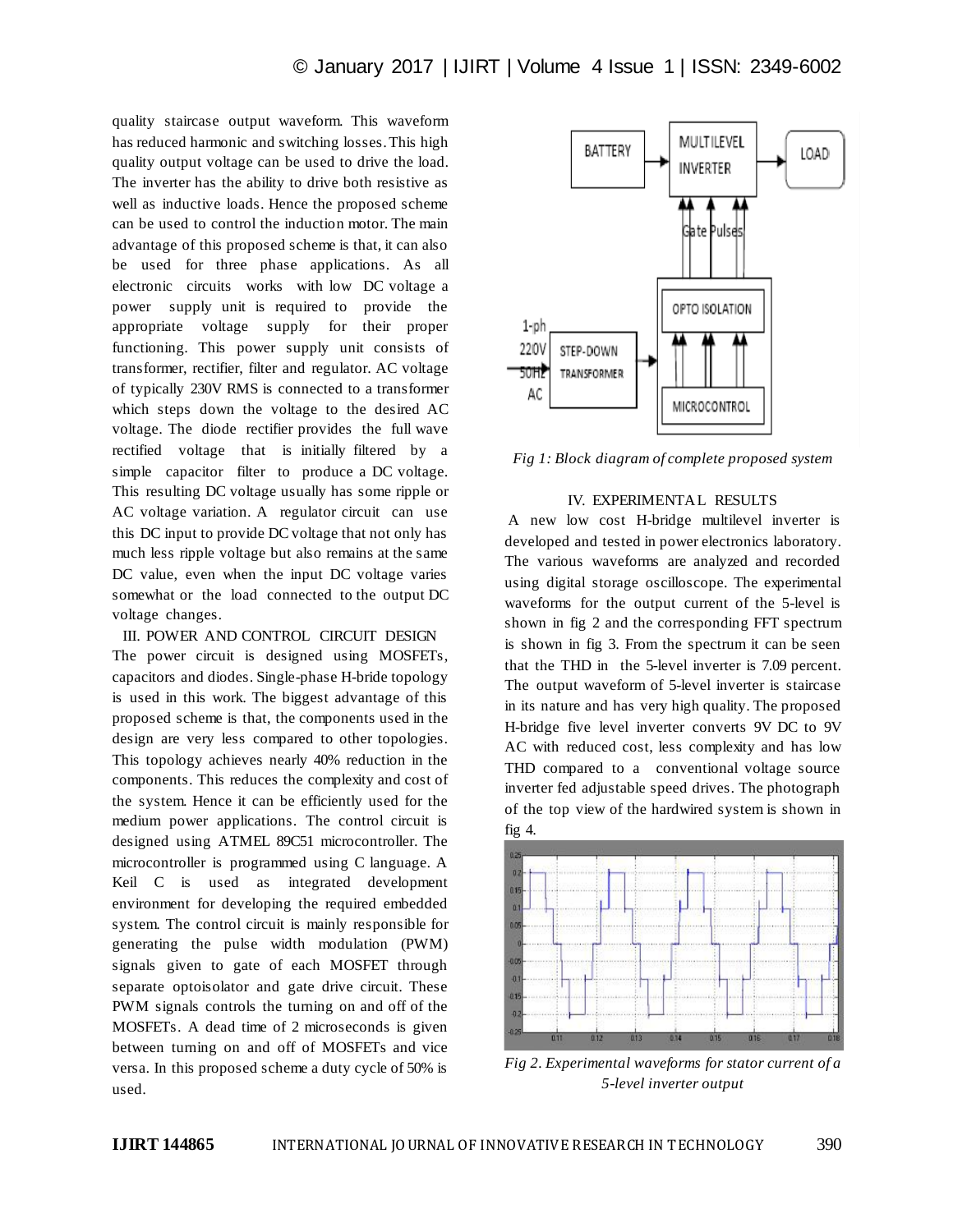quality staircase output waveform. This waveform has reduced harmonic and switching losses. This high quality output voltage can be used to drive the load. The inverter has the ability to drive both resistive as well as inductive loads. Hence the proposed scheme can be used to control the induction motor. The main advantage of this proposed scheme is that, it can also be used for three phase applications. As all electronic circuits works with low DC voltage a power supply unit is required to provide the appropriate voltage supply for their proper functioning. This power supply unit consists of transformer, rectifier, filter and regulator. AC voltage of typically 230V RMS is connected to a transformer which steps down the voltage to the desired AC voltage. The diode rectifier provides the full wave rectified voltage that is initially filtered by a simple capacitor filter to produce a DC voltage. This resulting DC voltage usually has some ripple or AC voltage variation. A regulator circuit can use this DC input to provide DC voltage that not only has much less ripple voltage but also remains at the same DC value, even when the input DC voltage varies somewhat or the load connected to the output DC voltage changes.

## III. POWER AND CONTROL CIRCUIT DESIGN

The power circuit is designed using MOSFETs, capacitors and diodes. Single-phase H-bride topology is used in this work. The biggest advantage of this proposed scheme is that, the components used in the design are very less compared to other topologies. This topology achieves nearly 40% reduction in the components. This reduces the complexity and cost of the system. Hence it can be efficiently used for the medium power applications. The control circuit is designed using ATMEL 89C51 microcontroller. The microcontroller is programmed using C language. A Keil C is used as integrated development environment for developing the required embedded system. The control circuit is mainly responsible for generating the pulse width modulation (PWM) signals given to gate of each MOSFET through separate optoisolator and gate drive circuit. These PWM signals controls the turning on and off of the MOSFETs. A dead time of 2 microseconds is given between turning on and off of MOSFETs and vice versa. In this proposed scheme a duty cycle of 50% is used.

*Fig 1: Block diagram of complete proposed system*

## IV. EXPERIMENTAL RESULTS

A new low cost H-bridge multilevel inverter is developed and tested in power electronics laboratory. The various waveforms are analyzed and recorded using digital storage oscilloscope. The experimental waveforms for the output current of the 5-level is shown in fig 2 and the corresponding FFT spectrum is shown in fig 3. From the spectrum it can be seen that the THD in the 5-level inverter is 7.09 percent. The output waveform of 5-level inverter is staircase in its nature and has very high quality. The proposed H-bridge five level inverter converts 9V DC to 9V AC with reduced cost, less complexity and has low THD compared to a conventional voltage source inverter fed adjustable speed drives. The photograph of the top view of the hardwired system is shown in fig 4.

*Fig 2. Experimental waveforms for stator current of a 5-level inverter output*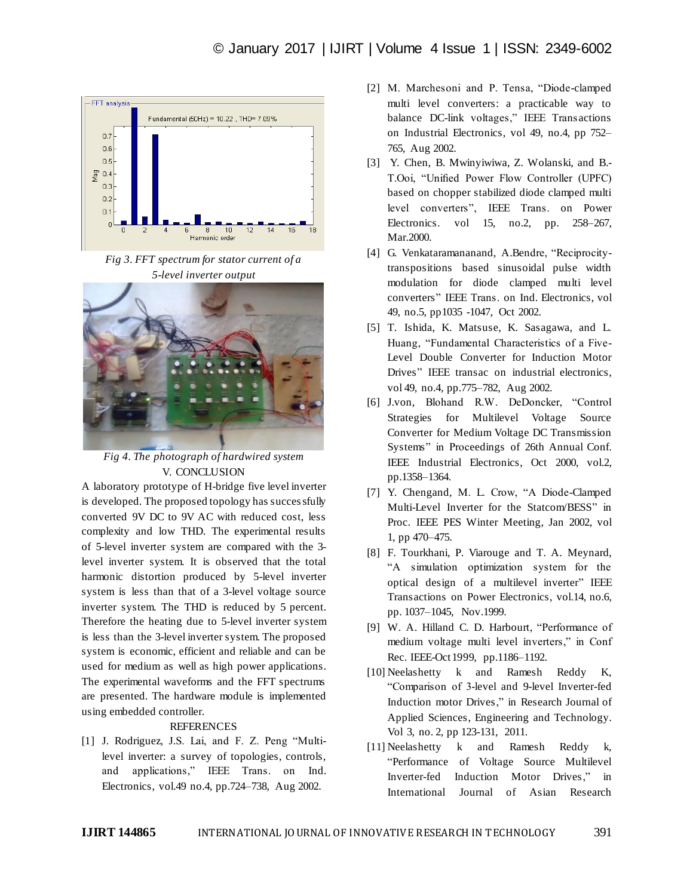Fig 3. FFT spectrum for stator current of a 5-level inverter output

Fig 4. The photograph of hardwired system

## V. CONCLUSION

A laboratory prototype of H-bridge five level inverter is developed. The proposed topology has successfully converted 9V DC to 9V AC with reduced cost, less complexity and low THD. The experimental results of 5-level inverter system are compared with the 3-level inverter system. It is observed that the total harmonic distortion produced by 5-level inverter system is less than that of a 3-level voltage source inverter system. The THD is reduced by 5 percent. Therefore the heating due to 5-level inverter system is less than the 3-level inverter system. The proposed system is economic, efficient and reliable and can be used for medium as well as high power applications. The experimental waveforms and the FFT spectrums are presented. The hardware module is implemented using embedded controller.

## REFERENCES

[1] J. Rodriguez, J.S. Lai, and F. Z. Peng "Multi-level inverter: a survey of topologies, controls, and applications," IEEE Trans. on Ind. Electronics, vol.49 no.4, pp.724–738, Aug 2002.

[2] M. Marchesoni and P. Tensa, "Diode-clamped multi level converters: a practicable way to balance DC-link voltages," IEEE Transactions on Industrial Electronics, vol 49, no.4, pp 752–765, Aug 2002.

[3] Y. Chen, B. Mwinyiwiwa, Z. Wolanski, and B.-T.Ooi, "Unified Power Flow Controller (UPFC) based on chopper stabilized diode clamped multi level converters", IEEE Trans. on Power Electronics. vol 15, no.2, pp. 258–267, Mar.2000.

[4] G. Venkataramananand, A.Bendre, "Reciprocity-transpositions based sinusoidal pulse width modulation for diode clamped multi level converters" IEEE Trans. on Ind. Electronics, vol 49, no.5, pp1035 -1047, Oct 2002.

[5] T. Ishida, K. Matsuse, K. Sasagawa, and L. Huang, "Fundamental Characteristics of a Five-Level Double Converter for Induction Motor Drives" IEEE transac on industrial electronics, vol 49, no.4, pp.775–782, Aug 2002.

[6] J.von, Blohand R.W. DeDoncker, "Control Strategies for Multilevel Voltage Source Converter for Medium Voltage DC Transmission Systems" in Proceedings of 26th Annual Conf. IEEE Industrial Electronics, Oct 2000, vol.2, pp.1358–1364.

[7] Y. Chengand, M. L. Crow, "A Diode-Clamped Multi-Level Inverter for the Statcom/BESS" in Proc. IEEE PES Winter Meeting, Jan 2002, vol 1, pp 470–475.

[8] F. Tourkhani, P. Viarouge and T. A. Meynard, "A simulation optimization system for the optical design of a multilevel inverter" IEEE Transactions on Power Electronics, vol.14, no.6, pp. 1037–1045, Nov.1999.

[9] W. A. Hilland C. D. Harbourt, "Performance of medium voltage multi level inverters," in Conf Rec. IEEE-Oct 1999, pp.1186–1192.

[10] Neelashetty k and Ramesh Reddy K, "Comparison of 3-level and 9-level Inverter-fed Induction motor Drives," in Research Journal of Applied Sciences, Engineering and Technology. Vol 3, no. 2, pp 123-131, 2011.

[11] Neelashetty k and Ramesh Reddy k, "Performance of Voltage Source Multilevel Inverter-fed Induction Motor Drives," in International Journal of Asian Research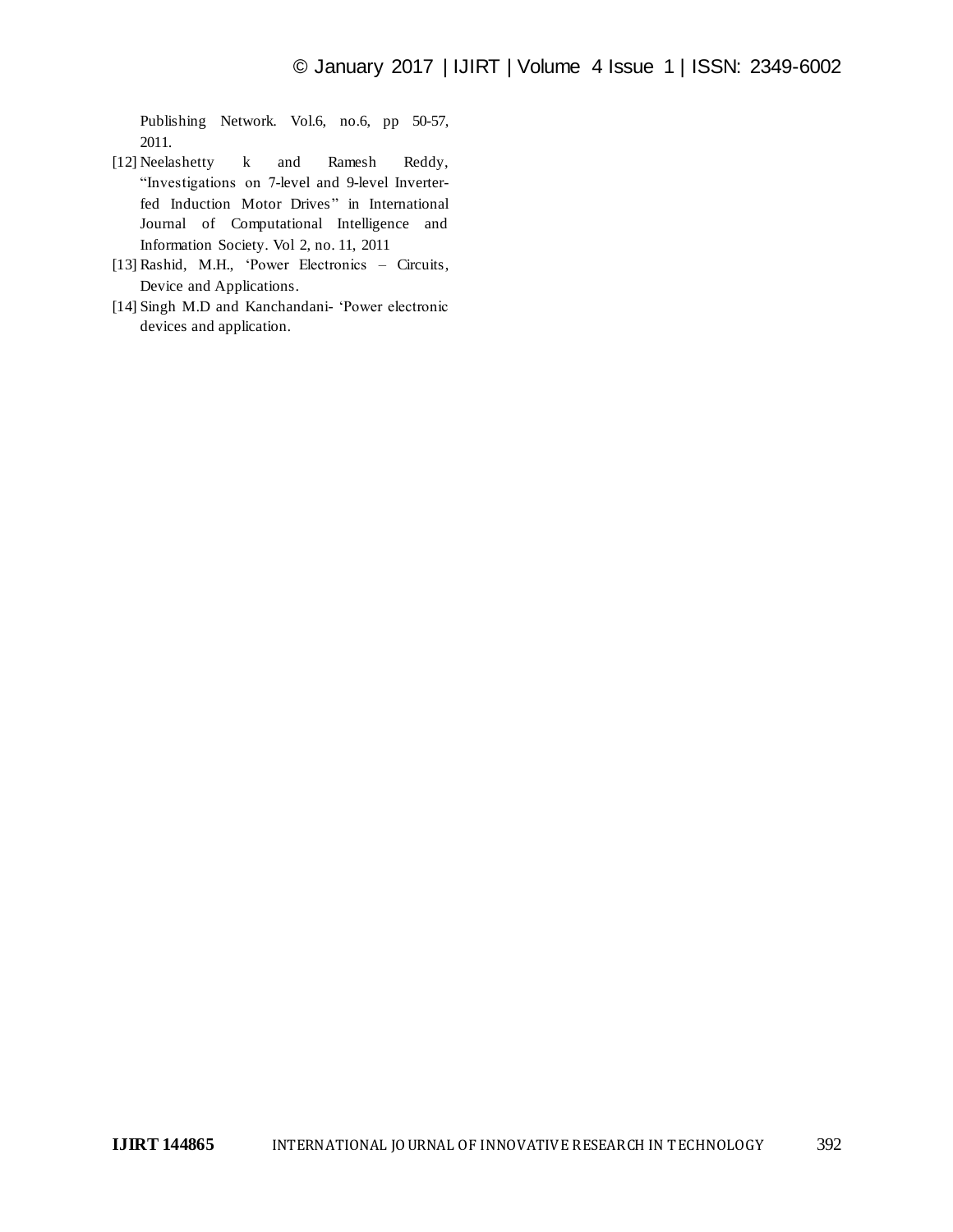Publishing Network. Vol.6, no.6, pp 50-57, 2011.

[12] Neelashetty k and Ramesh Reddy, "Investigations on 7-level and 9-level Inverter-fed Induction Motor Drives" in International Journal of Computational Intelligence and Information Society. Vol 2, no. 11, 2011

[13] Rashid, M.H., 'Power Electronics – Circuits, Device and Applications.

[14] Singh M.D and Kanchandani- 'Power electronic devices and application.